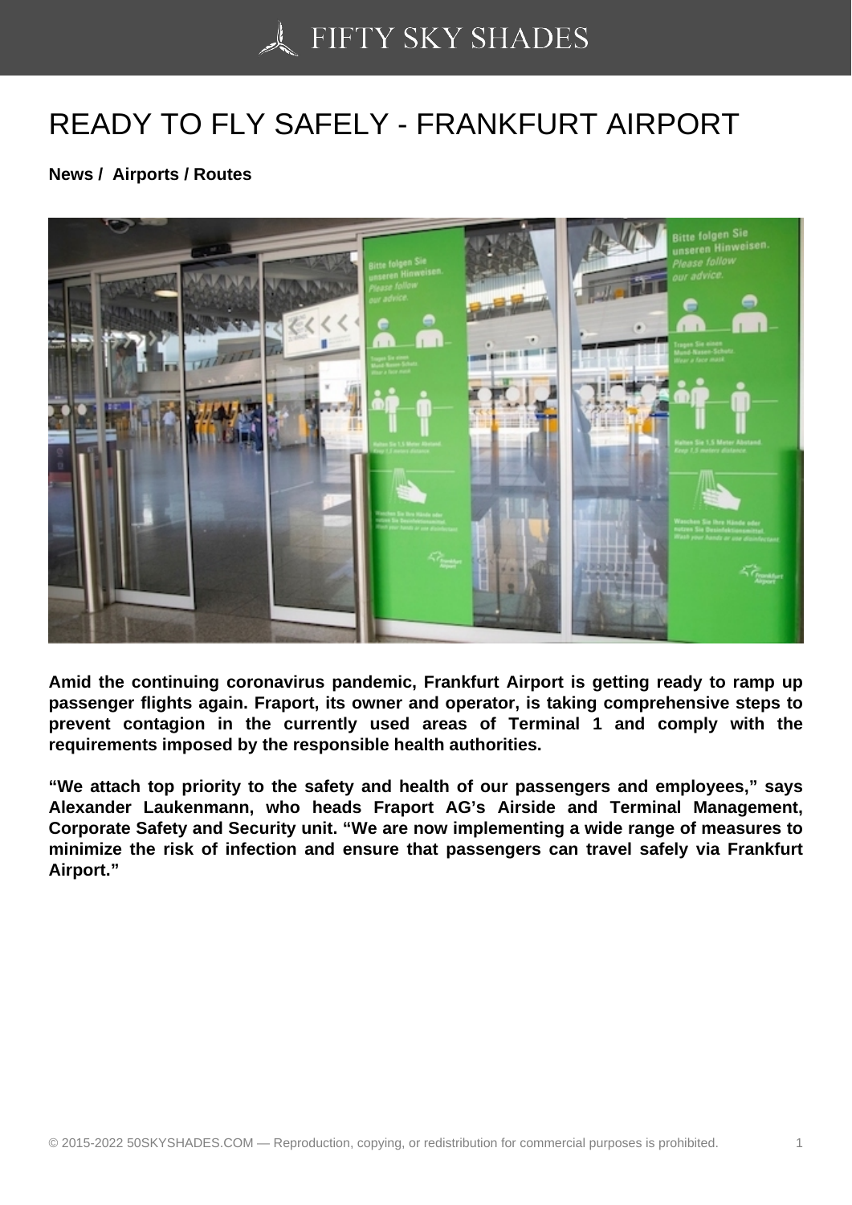# READY TO FLY SAFELY - FRANKFURT AIRPORT

**News / Airports / Routes**

**Amid the continuing coronavirus pandemic, Frankfurt Airport is getting ready to ramp up passenger flights again. Fraport, its owner and operator, is taking comprehensive steps to prevent contagion in the currently used areas of Terminal 1 and comply with the requirements imposed by the responsible health authorities.**

**"We attach top priority to the safety and health of our passengers and employees," says Alexander Laukenmann, who heads Fraport AG's Airside and Terminal Management, Corporate Safety and Security unit. "We are now implementing a wide range of measures to minimize the risk of infection and ensure that passengers can travel safely via Frankfurt Airport."**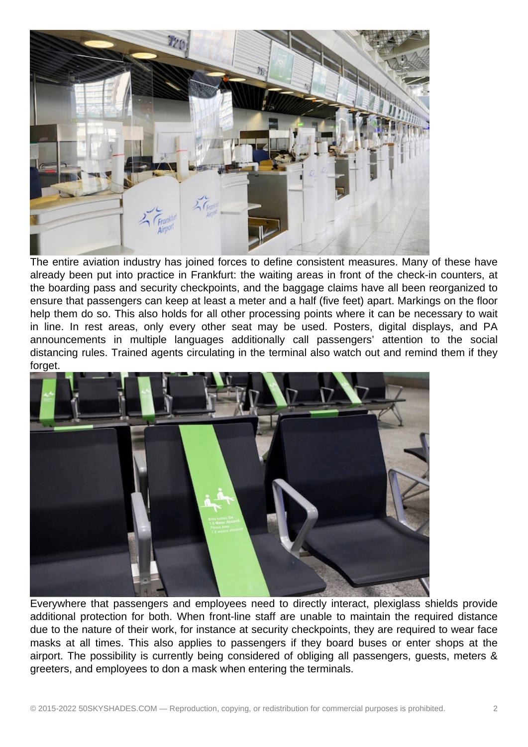The entire aviation industry has joined forces to define consistent measures. Many of these have already been put into practice in Frankfurt: the waiting areas in front of the check-in counters, at the boarding pass and security checkpoints, and the baggage claims have all been reorganized to ensure that passengers can keep at least a meter and a half (five feet) apart. Markings on the floor help them do so. This also holds for all other processing points where it can be necessary to wait in line. In rest areas, only every other seat may be used. Posters, digital displays, and PA announcements in multiple languages additionally call passengers' attention to the social distancing rules. Trained agents circulating in the terminal also watch out and remind them if they forget.

Everywhere that passengers and employees need to directly interact, plexiglass shields provide additional protection for both. When front-line staff are unable to maintain the required distance due to the nature of their work, for instance at security checkpoints, they are required to wear face masks at all times. This also applies to passengers if they board buses or enter shops at the airport. The possibility is currently being considered of obliging all passengers, guests, meters & greeters, and employees to don a mask when entering the terminals.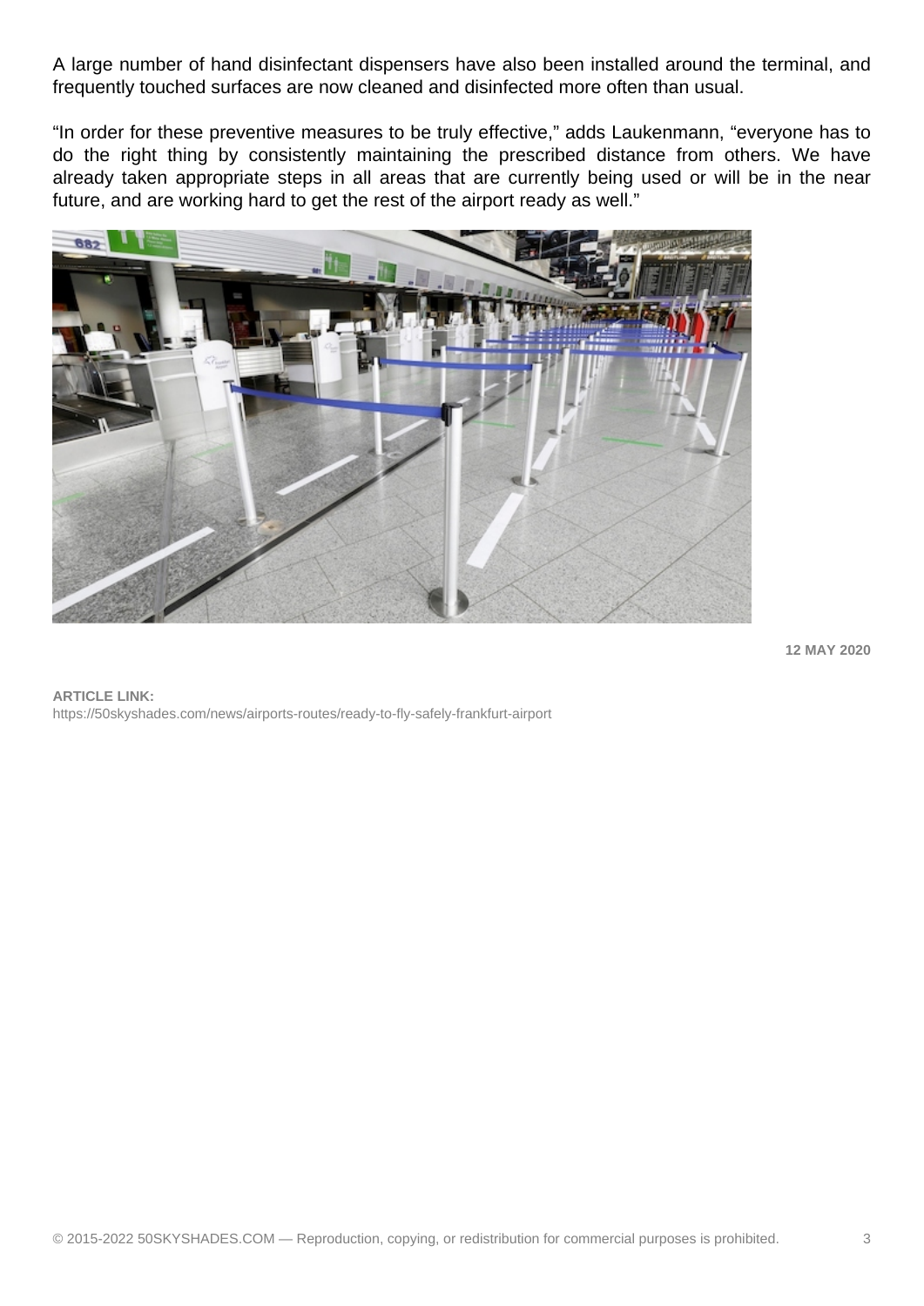A large number of hand disinfectant dispensers have also been installed around the terminal, and frequently touched surfaces are now cleaned and disinfected more often than usual.

“In order for these preventive measures to be truly effective,” adds Laukenmann, “everyone has to do the right thing by consistently maintaining the prescribed distance from others. We have already taken appropriate steps in all areas that are currently being used or will be in the near future, and are working hard to get the rest of the airport ready as well.”

**12 MAY 2020**

**ARTICLE LINK:**
https://50skyshades.com/news/airports-routes/ready-to-fly-safely-frankfurt-airport